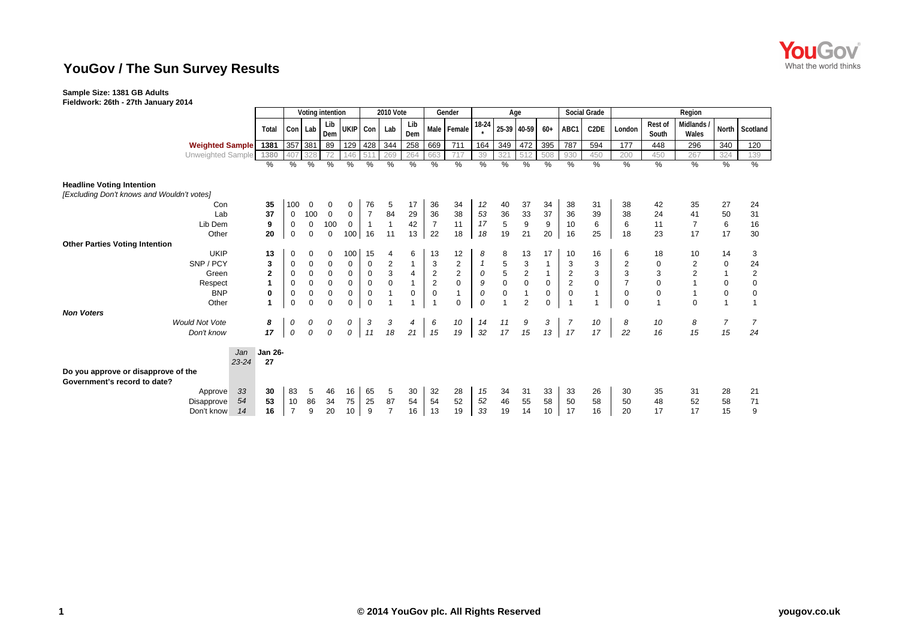# YouGov / The Sun Survey Results

**Sample Size: 1381 GB Adults**
**Fieldwork: 26th - 27th January 2014**

| | | Total | Voting intention | | | | 2010 Vote | | | Gender | | Age | | | | Social Grade | | Region | | | | |
|---|---|---|---|---|---|---|---|---|---|---|---|---|---|---|---|---|---|---|---|---|---|---|
| | | | Con | Lab | Lib Dem | UKIP | Con | Lab | Lib Dem | Male | Female | 18-24 * | 25-39 | 40-59 | 60+ | ABC1 | C2DE | London | Rest of South | Midlands / Wales | North | Scotland |
| Weighted Sample | | 1381 | 357 | 381 | 89 | 129 | 428 | 344 | 258 | 669 | 711 | 164 | 349 | 472 | 395 | 787 | 594 | 177 | 448 | 296 | 340 | 120 |
| Unweighted Sample | | 1380 | 407 | 328 | 72 | 146 | 511 | 269 | 264 | 663 | 717 | 39 | 321 | 512 | 508 | 930 | 450 | 200 | 450 | 267 | 324 | 139 |
| | | % | % | % | % | % | % | % | % | % | % | % | % | % | % | % | % | % | % | % | % | % |
| **Headline Voting Intention** | | | | | | | | | | | | | | | | | | | | | | |
| *[Excluding Don't knows and Wouldn't votes]* | | | | | | | | | | | | | | | | | | | | | | |
| Con | | 35 | 100 | 0 | 0 | 0 | 76 | 5 | 17 | 36 | 34 | *12* | 40 | 37 | 34 | 38 | 31 | 38 | 42 | 35 | 27 | 24 |
| Lab | | 37 | 0 | 100 | 0 | 0 | 7 | 84 | 29 | 36 | 38 | *53* | 36 | 33 | 37 | 36 | 39 | 38 | 24 | 41 | 50 | 31 |
| Lib Dem | | 9 | 0 | 0 | 100 | 0 | 1 | 1 | 42 | 7 | 11 | *17* | 5 | 9 | 9 | 10 | 6 | 6 | 11 | 7 | 6 | 16 |
| Other | | 20 | 0 | 0 | 0 | 100 | 16 | 11 | 13 | 22 | 18 | *18* | 19 | 21 | 20 | 16 | 25 | 18 | 23 | 17 | 17 | 30 |
| **Other Parties Voting Intention** | | | | | | | | | | | | | | | | | | | | | | |
| UKIP | | 13 | 0 | 0 | 0 | 100 | 15 | 4 | 6 | 13 | 12 | *8* | 8 | 13 | 17 | 10 | 16 | 6 | 18 | 10 | 14 | 3 |
| SNP / PCY | | 3 | 0 | 0 | 0 | 0 | 0 | 2 | 1 | 3 | 2 | *1* | 5 | 3 | 1 | 3 | 3 | 2 | 0 | 2 | 0 | 24 |
| Green | | 2 | 0 | 0 | 0 | 0 | 0 | 3 | 4 | 2 | 2 | *0* | 5 | 2 | 1 | 2 | 3 | 3 | 3 | 2 | 1 | 2 |
| Respect | | 1 | 0 | 0 | 0 | 0 | 0 | 0 | 1 | 2 | 0 | *9* | 0 | 0 | 0 | 2 | 0 | 7 | 0 | 1 | 0 | 0 |
| BNP | | 0 | 0 | 0 | 0 | 0 | 0 | 1 | 0 | 0 | 1 | *0* | 0 | 1 | 0 | 0 | 1 | 0 | 0 | 1 | 0 | 0 |
| Other | | 1 | 0 | 0 | 0 | 0 | 0 | 1 | 1 | 1 | 0 | *0* | 1 | 2 | 0 | 1 | 1 | 0 | 1 | 0 | 1 | 1 |
| ***Non Voters*** | | | | | | | | | | | | | | | | | | | | | | |
| *Would Not Vote* | | *8* | *0* | *0* | *0* | *0* | *3* | *3* | *4* | *6* | *10* | *14* | *11* | *9* | *3* | *7* | *10* | *8* | *10* | *8* | *7* | *7* |
| *Don't know* | | *17* | *0* | *0* | *0* | *0* | *11* | *18* | *21* | *15* | *19* | *32* | *17* | *15* | *13* | *17* | *17* | *22* | *16* | *15* | *15* | *24* |
| | *Jan 23-24* | **Jan 26-27** | | | | | | | | | | | | | | | | | | | | |
| **Do you approve or disapprove of the Government's record to date?** | | | | | | | | | | | | | | | | | | | | | | |
| Approve | *33* | 30 | 83 | 5 | 46 | 16 | 65 | 5 | 30 | 32 | 28 | *15* | 34 | 31 | 33 | 33 | 26 | 30 | 35 | 31 | 28 | 21 |
| Disapprove | *54* | 53 | 10 | 86 | 34 | 75 | 25 | 87 | 54 | 54 | 52 | *52* | 46 | 55 | 58 | 50 | 58 | 50 | 48 | 52 | 58 | 71 |
| Don't know | *14* | 16 | 7 | 9 | 20 | 10 | 9 | 7 | 16 | 13 | 19 | *33* | 19 | 14 | 10 | 17 | 16 | 20 | 17 | 17 | 15 | 9 |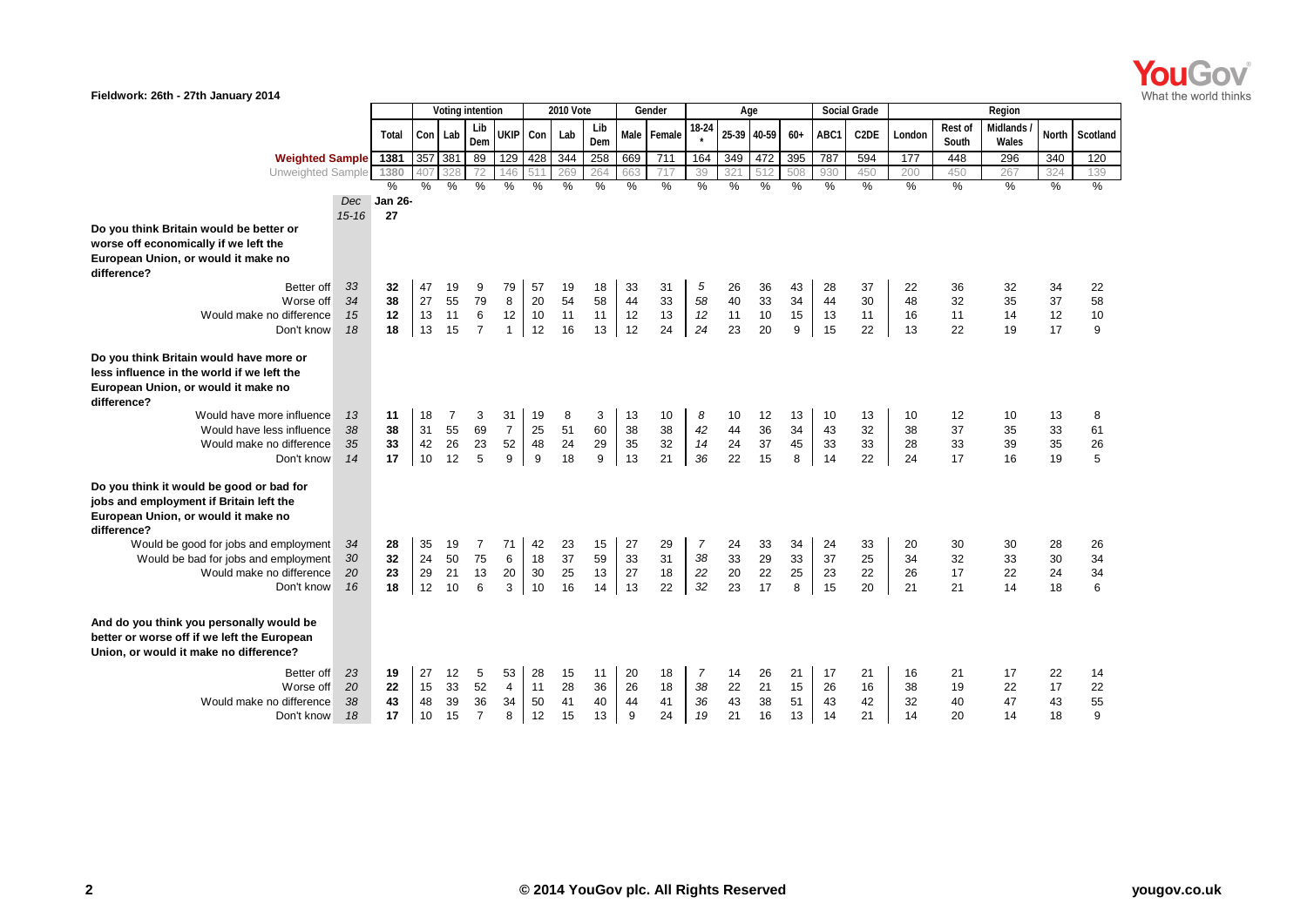Fieldwork: 26th - 27th January 2014

| | Dec 15-16 | Total | Con | Lab | Lib Dem | UKIP | Con | Lab | Lib Dem | Male | Female | 18-24 * | 25-39 | 40-59 | 60+ | ABC1 | C2DE | London | Rest of South | Midlands / Wales | North | Scotland |
|---|---|---|---|---|---|---|---|---|---|---|---|---|---|---|---|---|---|---|---|---|---|---|
| | | | Voting intention | | | | 2010 Vote | | | Gender | | Age | | | | Social Grade | | Region | | | | |
| Weighted Sample | | 1381 | 357 | 381 | 89 | 129 | 428 | 344 | 258 | 669 | 711 | 164 | 349 | 472 | 395 | 787 | 594 | 177 | 448 | 296 | 340 | 120 |
| Unweighted Sample | | 1380 | 407 | 328 | 72 | 146 | 511 | 269 | 264 | 663 | 717 | 39 | 321 | 512 | 508 | 930 | 450 | 200 | 450 | 267 | 324 | 139 |
| | | % | % | % | % | % | % | % | % | % | % | % | % | % | % | % | % | % | % | % | % | % |
| | Dec 15-16 | Jan 26-27 | | | | | | | | | | | | | | | | | | | | |
| **Do you think Britain would be better or worse off economically if we left the European Union, or would it make no difference?** | | | | | | | | | | | | | | | | | | | | | | |
| Better off | 33 | 32 | 47 | 19 | 9 | 79 | 57 | 19 | 18 | 33 | 31 | 5 | 26 | 36 | 43 | 28 | 37 | 22 | 36 | 32 | 34 | 22 |
| Worse off | 34 | 38 | 27 | 55 | 79 | 8 | 20 | 54 | 58 | 44 | 33 | 58 | 40 | 33 | 34 | 44 | 30 | 48 | 32 | 35 | 37 | 58 |
| Would make no difference | 15 | 12 | 13 | 11 | 6 | 12 | 10 | 11 | 11 | 12 | 13 | 12 | 11 | 10 | 15 | 13 | 11 | 16 | 11 | 14 | 12 | 10 |
| Don't know | 18 | 18 | 13 | 15 | 7 | 1 | 12 | 16 | 13 | 12 | 24 | 24 | 23 | 20 | 9 | 15 | 22 | 13 | 22 | 19 | 17 | 9 |
| **Do you think Britain would have more or less influence in the world if we left the European Union, or would it make no difference?** | | | | | | | | | | | | | | | | | | | | | | |
| Would have more influence | 13 | 11 | 18 | 7 | 3 | 31 | 19 | 8 | 3 | 13 | 10 | 8 | 10 | 12 | 13 | 10 | 13 | 10 | 12 | 10 | 13 | 8 |
| Would have less influence | 38 | 38 | 31 | 55 | 69 | 7 | 25 | 51 | 60 | 38 | 38 | 42 | 44 | 36 | 34 | 43 | 32 | 38 | 37 | 35 | 33 | 61 |
| Would make no difference | 35 | 33 | 42 | 26 | 23 | 52 | 48 | 24 | 29 | 35 | 32 | 14 | 24 | 37 | 45 | 33 | 33 | 28 | 33 | 39 | 35 | 26 |
| Don't know | 14 | 17 | 10 | 12 | 5 | 9 | 9 | 18 | 9 | 13 | 21 | 36 | 22 | 15 | 8 | 14 | 22 | 24 | 17 | 16 | 19 | 5 |
| **Do you think it would be good or bad for jobs and employment if Britain left the European Union, or would it make no difference?** | | | | | | | | | | | | | | | | | | | | | | |
| Would be good for jobs and employment | 34 | 28 | 35 | 19 | 7 | 71 | 42 | 23 | 15 | 27 | 29 | 7 | 24 | 33 | 34 | 24 | 33 | 20 | 30 | 30 | 28 | 26 |
| Would be bad for jobs and employment | 30 | 32 | 24 | 50 | 75 | 6 | 18 | 37 | 59 | 33 | 31 | 38 | 33 | 29 | 33 | 37 | 25 | 34 | 32 | 33 | 30 | 34 |
| Would make no difference | 20 | 23 | 29 | 21 | 13 | 20 | 30 | 25 | 13 | 27 | 18 | 22 | 20 | 22 | 25 | 23 | 22 | 26 | 17 | 22 | 24 | 34 |
| Don't know | 16 | 18 | 12 | 10 | 6 | 3 | 10 | 16 | 14 | 13 | 22 | 32 | 23 | 17 | 8 | 15 | 20 | 21 | 21 | 14 | 18 | 6 |
| **And do you think you personally would be better or worse off if we left the European Union, or would it make no difference?** | | | | | | | | | | | | | | | | | | | | | | |
| Better off | 23 | 19 | 27 | 12 | 5 | 53 | 28 | 15 | 11 | 20 | 18 | 7 | 14 | 26 | 21 | 17 | 21 | 16 | 21 | 17 | 22 | 14 |
| Worse off | 20 | 22 | 15 | 33 | 52 | 4 | 11 | 28 | 36 | 26 | 18 | 38 | 22 | 21 | 15 | 26 | 16 | 38 | 19 | 22 | 17 | 22 |
| Would make no difference | 38 | 43 | 48 | 39 | 36 | 34 | 50 | 41 | 40 | 44 | 41 | 36 | 43 | 38 | 51 | 43 | 42 | 32 | 40 | 47 | 43 | 55 |
| Don't know | 18 | 17 | 10 | 15 | 7 | 8 | 12 | 15 | 13 | 9 | 24 | 19 | 21 | 16 | 13 | 14 | 21 | 14 | 20 | 14 | 18 | 9 |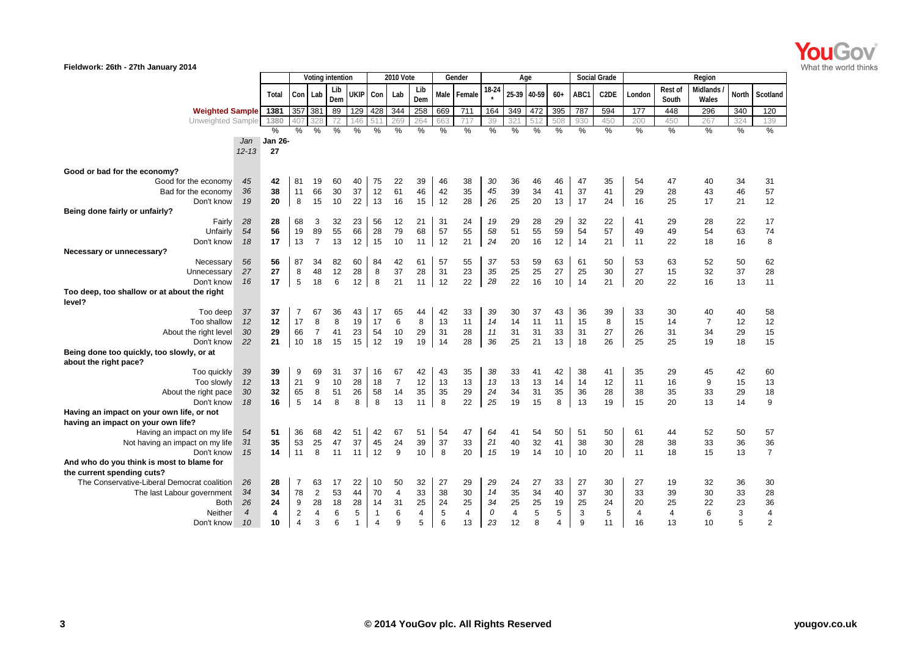**Fieldwork: 26th - 27th January 2014**

| | | | Voting intention | | | | | 2010 Vote | | | Gender | | Age | | | | Social Grade | | Region | | | | |
|---|---|---|---|---|---|---|---|---|---|---|---|---|---|---|---|---|---|---|---|---|---|---|---|
| | | Total | Con | Lab | Lib Dem | UKIP | Con | Lab | Lib Dem | Male | Female | 18-24 * | 25-39 | 40-59 | 60+ | ABC1 | C2DE | London | Rest of South | Midlands / Wales | North | Scotland |
| **Weighted Sample** | | 1381 | 357 | 381 | 89 | 129 | 428 | 344 | 258 | 669 | 711 | 164 | 349 | 472 | 395 | 787 | 594 | 177 | 448 | 296 | 340 | 120 |
| Unweighted Sample | | 1380 | 407 | 328 | 72 | 146 | 511 | 269 | 264 | 663 | 717 | 39 | 321 | 512 | 508 | 930 | 450 | 200 | 450 | 267 | 324 | 139 |
| | | % | % | % | % | % | % | % | % | % | % | % | % | % | % | % | % | % | % | % | % | % |
| | *Jan 12-13* | **Jan 26-27** | | | | | | | | | | | | | | | | | | | | |
| **Good or bad for the economy?** | | | | | | | | | | | | | | | | | | | | | | |
| Good for the economy | *45* | **42** | 81 | 19 | 60 | 40 | 75 | 22 | 39 | 46 | 38 | *30* | 36 | 46 | 46 | 47 | 35 | 54 | 47 | 40 | 34 | 31 |
| Bad for the economy | *36* | **38** | 11 | 66 | 30 | 37 | 12 | 61 | 46 | 42 | 35 | *45* | 39 | 34 | 41 | 37 | 41 | 29 | 28 | 43 | 46 | 57 |
| Don't know | *19* | **20** | 8 | 15 | 10 | 22 | 13 | 16 | 15 | 12 | 28 | *26* | 25 | 20 | 13 | 17 | 24 | 16 | 25 | 17 | 21 | 12 |
| **Being done fairly or unfairly?** | | | | | | | | | | | | | | | | | | | | | | |
| Fairly | *28* | **28** | 68 | 3 | 32 | 23 | 56 | 12 | 21 | 31 | 24 | *19* | 29 | 28 | 29 | 32 | 22 | 41 | 29 | 28 | 22 | 17 |
| Unfairly | *54* | **56** | 19 | 89 | 55 | 66 | 28 | 79 | 68 | 57 | 55 | *58* | 51 | 55 | 59 | 54 | 57 | 49 | 49 | 54 | 63 | 74 |
| Don't know | *18* | **17** | 13 | 7 | 13 | 12 | 15 | 10 | 11 | 12 | 21 | *24* | 20 | 16 | 12 | 14 | 21 | 11 | 22 | 18 | 16 | 8 |
| **Necessary or unnecessary?** | | | | | | | | | | | | | | | | | | | | | | |
| Necessary | *56* | **56** | 87 | 34 | 82 | 60 | 84 | 42 | 61 | 57 | 55 | *37* | 53 | 59 | 63 | 61 | 50 | 53 | 63 | 52 | 50 | 62 |
| Unnecessary | *27* | **27** | 8 | 48 | 12 | 28 | 8 | 37 | 28 | 31 | 23 | *35* | 25 | 25 | 27 | 25 | 30 | 27 | 15 | 32 | 37 | 28 |
| Don't know | *16* | **17** | 5 | 18 | 6 | 12 | 8 | 21 | 11 | 12 | 22 | *28* | 22 | 16 | 10 | 14 | 21 | 20 | 22 | 16 | 13 | 11 |
| **Too deep, too shallow or at about the right level?** | | | | | | | | | | | | | | | | | | | | | | |
| Too deep | *37* | **37** | 7 | 67 | 36 | 43 | 17 | 65 | 44 | 42 | 33 | *39* | 30 | 37 | 43 | 36 | 39 | 33 | 30 | 40 | 40 | 58 |
| Too shallow | *12* | **12** | 17 | 8 | 8 | 19 | 17 | 6 | 8 | 13 | 11 | *14* | 14 | 11 | 11 | 15 | 8 | 15 | 14 | 7 | 12 | 12 |
| About the right level | *30* | **29** | 66 | 7 | 41 | 23 | 54 | 10 | 29 | 31 | 28 | *11* | 31 | 31 | 33 | 31 | 27 | 26 | 31 | 34 | 29 | 15 |
| Don't know | *22* | **21** | 10 | 18 | 15 | 15 | 12 | 19 | 19 | 14 | 28 | *36* | 25 | 21 | 13 | 18 | 26 | 25 | 25 | 19 | 18 | 15 |
| **Being done too quickly, too slowly, or at about the right pace?** | | | | | | | | | | | | | | | | | | | | | | |
| Too quickly | *39* | **39** | 9 | 69 | 31 | 37 | 16 | 67 | 42 | 43 | 35 | *38* | 33 | 41 | 42 | 38 | 41 | 35 | 29 | 45 | 42 | 60 |
| Too slowly | *12* | **13** | 21 | 9 | 10 | 28 | 18 | 7 | 12 | 13 | 13 | *13* | 13 | 13 | 14 | 14 | 12 | 11 | 16 | 9 | 15 | 13 |
| About the right pace | *30* | **32** | 65 | 8 | 51 | 26 | 58 | 14 | 35 | 35 | 29 | *24* | 34 | 31 | 35 | 36 | 28 | 38 | 35 | 33 | 29 | 18 |
| Don't know | *18* | **16** | 5 | 14 | 8 | 8 | 8 | 13 | 11 | 8 | 22 | *25* | 19 | 15 | 8 | 13 | 19 | 15 | 20 | 13 | 14 | 9 |
| **Having an impact on your own life, or not having an impact on your own life?** | | | | | | | | | | | | | | | | | | | | | | |
| Having an impact on my life | *54* | **51** | 36 | 68 | 42 | 51 | 42 | 67 | 51 | 54 | 47 | *64* | 41 | 54 | 50 | 51 | 50 | 61 | 44 | 52 | 50 | 57 |
| Not having an impact on my life | *31* | **35** | 53 | 25 | 47 | 37 | 45 | 24 | 39 | 37 | 33 | *21* | 40 | 32 | 41 | 38 | 30 | 28 | 38 | 33 | 36 | 36 |
| Don't know | *15* | **14** | 11 | 8 | 11 | 11 | 12 | 9 | 10 | 8 | 20 | *15* | 19 | 14 | 10 | 10 | 20 | 11 | 18 | 15 | 13 | 7 |
| **And who do you think is most to blame for the current spending cuts?** | | | | | | | | | | | | | | | | | | | | | | |
| The Conservative-Liberal Democrat coalition | *26* | **28** | 7 | 63 | 17 | 22 | 10 | 50 | 32 | 27 | 29 | *29* | 24 | 27 | 33 | 27 | 30 | 27 | 19 | 32 | 36 | 30 |
| The last Labour government | *34* | **34** | 78 | 2 | 53 | 44 | 70 | 4 | 33 | 38 | 30 | *14* | 35 | 34 | 40 | 37 | 30 | 33 | 39 | 30 | 33 | 28 |
| Both | *26* | **24** | 9 | 28 | 18 | 28 | 14 | 31 | 25 | 24 | 25 | *34* | 25 | 25 | 19 | 25 | 22 | 20 | 25 | 22 | 23 | 36 |
| Neither | *4* | **4** | 2 | 4 | 6 | 5 | 1 | 6 | 4 | 5 | 4 | *0* | 4 | 5 | 5 | 3 | 5 | 4 | 4 | 6 | 3 | 4 |
| Don't know | *10* | **10** | 4 | 3 | 6 | 1 | 4 | 9 | 5 | 6 | 13 | *23* | 12 | 8 | 4 | 9 | 11 | 16 | 13 | 10 | 5 | 2 |

© 2014 YouGov plc. All Rights Reserved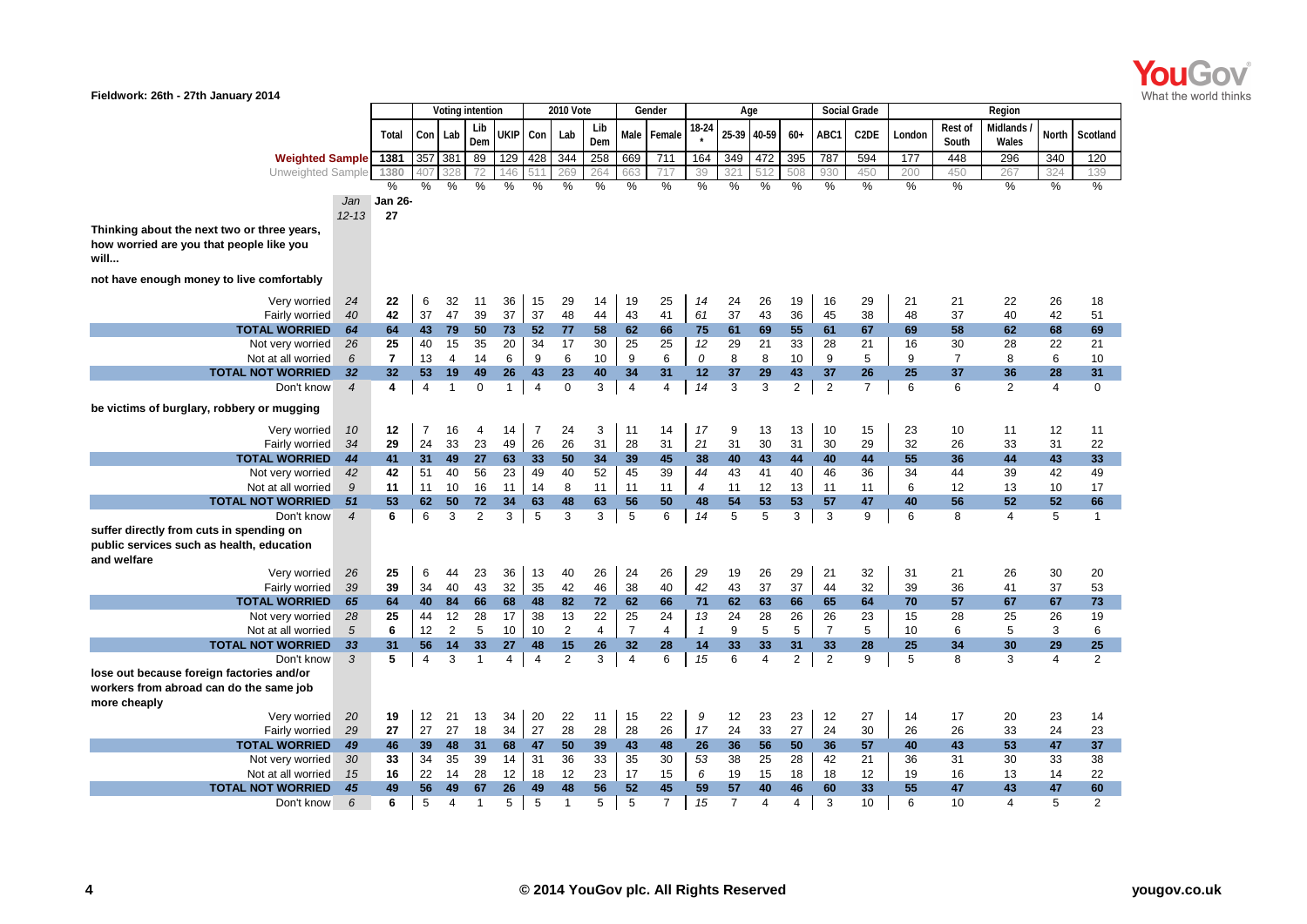Fieldwork: 26th - 27th January 2014

| | Jan 12-13 | Jan 26-27 Total | Voting intention Con | Lab | Lib Dem | UKIP | 2010 Vote Con | Lab | Lib Dem | Gender Male | Female | Age 18-24 * | 25-39 | 40-59 | 60+ | Social Grade ABC1 | C2DE | Region London | Rest of South | Midlands / Wales | North | Scotland |
|---|---|---|---|---|---|---|---|---|---|---|---|---|---|---|---|---|---|---|---|---|---|---|
| **Weighted Sample** | | 1381 | 357 | 381 | 89 | 129 | 428 | 344 | 258 | 669 | 711 | 164 | 349 | 472 | 395 | 787 | 594 | 177 | 448 | 296 | 340 | 120 |
| Unweighted Sample | | 1380 | 407 | 328 | 72 | 146 | 511 | 269 | 264 | 663 | 717 | 39 | 321 | 512 | 508 | 930 | 450 | 200 | 450 | 267 | 324 | 139 |
| | | % | % | % | % | % | % | % | % | % | % | % | % | % | % | % | % | % | % | % | % | % |
| **Thinking about the next two or three years, how worried are you that people like you will...** | | | | | | | | | | | | | | | | | | | | | | |
| **not have enough money to live comfortably** | | | | | | | | | | | | | | | | | | | | | | |
| Very worried | 24 | 22 | 6 | 32 | 11 | 36 | 15 | 29 | 14 | 19 | 25 | 14 | 24 | 26 | 19 | 16 | 29 | 21 | 21 | 22 | 26 | 18 |
| Fairly worried | 40 | 42 | 37 | 47 | 39 | 37 | 37 | 48 | 44 | 43 | 41 | 61 | 37 | 43 | 36 | 45 | 38 | 48 | 37 | 40 | 42 | 51 |
| **TOTAL WORRIED** | 64 | 64 | 43 | 79 | 50 | 73 | 52 | 77 | 58 | 62 | 66 | 75 | 61 | 69 | 55 | 61 | 67 | 69 | 58 | 62 | 68 | 69 |
| Not very worried | 26 | 25 | 40 | 15 | 35 | 20 | 34 | 17 | 30 | 25 | 25 | 12 | 29 | 21 | 33 | 28 | 21 | 16 | 30 | 28 | 22 | 21 |
| Not at all worried | 6 | 7 | 13 | 4 | 14 | 6 | 9 | 6 | 10 | 9 | 6 | 0 | 8 | 8 | 10 | 9 | 5 | 9 | 7 | 8 | 6 | 10 |
| **TOTAL NOT WORRIED** | 32 | 32 | 53 | 19 | 49 | 26 | 43 | 23 | 40 | 34 | 31 | 12 | 37 | 29 | 43 | 37 | 26 | 25 | 37 | 36 | 28 | 31 |
| Don't know | 4 | 4 | 4 | 1 | 0 | 1 | 4 | 0 | 3 | 4 | 4 | 14 | 3 | 3 | 2 | 2 | 7 | 6 | 6 | 2 | 4 | 0 |
| **be victims of burglary, robbery or mugging** | | | | | | | | | | | | | | | | | | | | | | |
| Very worried | 10 | 12 | 7 | 16 | 4 | 14 | 7 | 24 | 3 | 11 | 14 | 17 | 9 | 13 | 13 | 10 | 15 | 23 | 10 | 11 | 12 | 11 |
| Fairly worried | 34 | 29 | 24 | 33 | 23 | 49 | 26 | 26 | 31 | 28 | 31 | 21 | 31 | 30 | 31 | 30 | 29 | 32 | 26 | 33 | 31 | 22 |
| **TOTAL WORRIED** | 44 | 41 | 31 | 49 | 27 | 63 | 33 | 50 | 34 | 39 | 45 | 38 | 40 | 43 | 44 | 40 | 44 | 55 | 36 | 44 | 43 | 33 |
| Not very worried | 42 | 42 | 51 | 40 | 56 | 23 | 49 | 40 | 52 | 45 | 39 | 44 | 43 | 41 | 40 | 46 | 36 | 34 | 44 | 39 | 42 | 49 |
| Not at all worried | 9 | 11 | 11 | 10 | 16 | 11 | 14 | 8 | 11 | 11 | 11 | 4 | 11 | 12 | 13 | 11 | 11 | 6 | 12 | 13 | 10 | 17 |
| **TOTAL NOT WORRIED** | 51 | 53 | 62 | 50 | 72 | 34 | 63 | 48 | 63 | 56 | 50 | 48 | 54 | 53 | 53 | 57 | 47 | 40 | 56 | 52 | 52 | 66 |
| Don't know | 4 | 6 | 6 | 3 | 2 | 3 | 5 | 3 | 3 | 5 | 6 | 14 | 5 | 5 | 3 | 3 | 9 | 6 | 8 | 4 | 5 | 1 |
| **suffer directly from cuts in spending on public services such as health, education and welfare** | | | | | | | | | | | | | | | | | | | | | | |
| Very worried | 26 | 25 | 6 | 44 | 23 | 36 | 13 | 40 | 26 | 24 | 26 | 29 | 19 | 26 | 29 | 21 | 32 | 31 | 21 | 26 | 30 | 20 |
| Fairly worried | 39 | 39 | 34 | 40 | 43 | 32 | 35 | 42 | 46 | 38 | 40 | 42 | 43 | 37 | 37 | 44 | 32 | 39 | 36 | 41 | 37 | 53 |
| **TOTAL WORRIED** | 65 | 64 | 40 | 84 | 66 | 68 | 48 | 82 | 72 | 62 | 66 | 71 | 62 | 63 | 66 | 65 | 64 | 70 | 57 | 67 | 67 | 73 |
| Not very worried | 28 | 25 | 44 | 12 | 28 | 17 | 38 | 13 | 22 | 25 | 24 | 13 | 24 | 28 | 26 | 26 | 23 | 15 | 28 | 25 | 26 | 19 |
| Not at all worried | 5 | 6 | 12 | 2 | 5 | 10 | 10 | 2 | 4 | 7 | 4 | 1 | 9 | 5 | 5 | 7 | 5 | 10 | 6 | 5 | 3 | 6 |
| **TOTAL NOT WORRIED** | 33 | 31 | 56 | 14 | 33 | 27 | 48 | 15 | 26 | 32 | 28 | 14 | 33 | 33 | 31 | 33 | 28 | 25 | 34 | 30 | 29 | 25 |
| Don't know | 3 | 5 | 4 | 3 | 1 | 4 | 4 | 2 | 3 | 4 | 6 | 15 | 6 | 4 | 2 | 2 | 9 | 5 | 8 | 3 | 4 | 2 |
| **lose out because foreign factories and/or workers from abroad can do the same job more cheaply** | | | | | | | | | | | | | | | | | | | | | | |
| Very worried | 20 | 19 | 12 | 21 | 13 | 34 | 20 | 22 | 11 | 15 | 22 | 9 | 12 | 23 | 23 | 12 | 27 | 14 | 17 | 20 | 23 | 14 |
| Fairly worried | 29 | 27 | 27 | 27 | 18 | 34 | 27 | 28 | 28 | 28 | 26 | 17 | 24 | 33 | 27 | 24 | 30 | 26 | 26 | 33 | 24 | 23 |
| **TOTAL WORRIED** | 49 | 46 | 39 | 48 | 31 | 68 | 47 | 50 | 39 | 43 | 48 | 26 | 36 | 56 | 50 | 36 | 57 | 40 | 43 | 53 | 47 | 37 |
| Not very worried | 30 | 33 | 34 | 35 | 39 | 14 | 31 | 36 | 33 | 35 | 30 | 53 | 38 | 25 | 28 | 42 | 21 | 36 | 31 | 30 | 33 | 38 |
| Not at all worried | 15 | 16 | 22 | 14 | 28 | 12 | 18 | 12 | 23 | 17 | 15 | 6 | 19 | 15 | 18 | 18 | 12 | 19 | 16 | 13 | 14 | 22 |
| **TOTAL NOT WORRIED** | 45 | 49 | 56 | 49 | 67 | 26 | 49 | 48 | 56 | 52 | 45 | 59 | 57 | 40 | 46 | 60 | 33 | 55 | 47 | 43 | 47 | 60 |
| Don't know | 6 | 6 | 5 | 4 | 1 | 5 | 5 | 1 | 5 | 5 | 7 | 15 | 7 | 4 | 4 | 3 | 10 | 6 | 10 | 4 | 5 | 2 |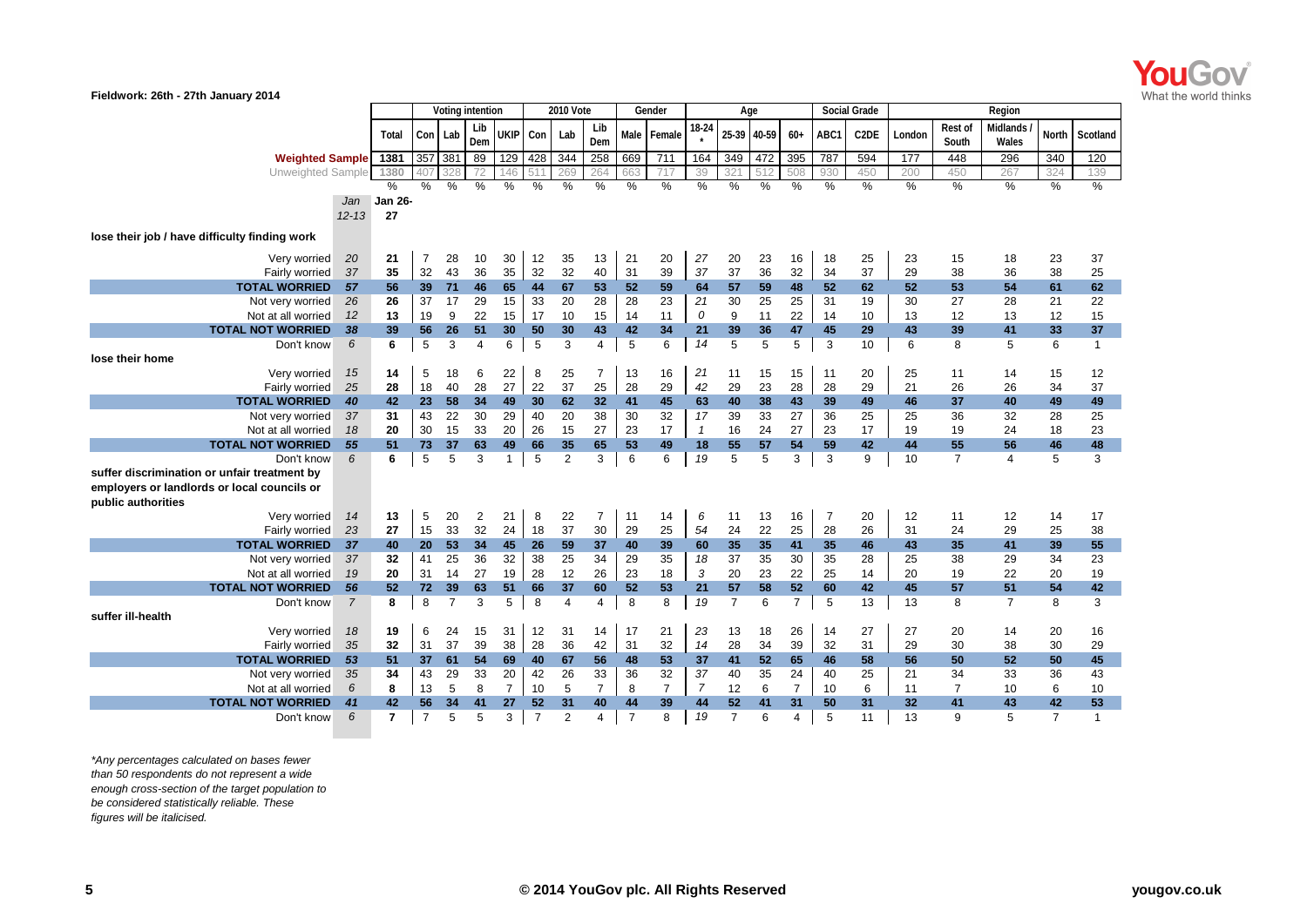Fieldwork: 26th - 27th January 2014

| | Jan 12-13 | Total | Con | Lab | Lib Dem | UKIP | Con | Lab | Lib Dem | Male | Female | 18-24 * | 25-39 | 40-59 | 60+ | ABC1 | C2DE | London | Rest of South | Midlands / Wales | North | Scotland |
|---|---|---|---|---|---|---|---|---|---|---|---|---|---|---|---|---|---|---|---|---|---|---|
| | | | Voting intention | | | | 2010 Vote | | | Gender | | Age | | | | Social Grade | | Region | | | | |
| **Weighted Sample** | | **1381** | 357 | 381 | 89 | 129 | 428 | 344 | 258 | 669 | 711 | 164 | 349 | 472 | 395 | 787 | 594 | 177 | 448 | 296 | 340 | 120 |
| Unweighted Sample | | 1380 | 407 | 328 | 72 | 146 | 511 | 269 | 264 | 663 | 717 | 39 | 321 | 512 | 508 | 930 | 450 | 200 | 450 | 267 | 324 | 139 |
| | | % | % | % | % | % | % | % | % | % | % | % | % | % | % | % | % | % | % | % | % | % |
| | *Jan 12-13* | **Jan 26-27** | | | | | | | | | | | | | | | | | | | | |
| **lose their job / have difficulty finding work** | | | | | | | | | | | | | | | | | | | | | | |
| Very worried | *20* | **21** | 7 | 28 | 10 | 30 | 12 | 35 | 13 | 21 | 20 | *27* | 20 | 23 | 16 | 18 | 25 | 23 | 15 | 18 | 23 | 37 |
| Fairly worried | *37* | **35** | 32 | 43 | 36 | 35 | 32 | 32 | 40 | 31 | 39 | *37* | 37 | 36 | 32 | 34 | 37 | 29 | 38 | 36 | 38 | 25 |
| **TOTAL WORRIED** | *57* | **56** | **39** | **71** | **46** | **65** | **44** | **67** | **53** | **52** | **59** | **64** | **57** | **59** | **48** | **52** | **62** | **52** | **53** | **54** | **61** | **62** |
| Not very worried | *26* | **26** | 37 | 17 | 29 | 15 | 33 | 20 | 28 | 28 | 23 | *21* | 30 | 25 | 25 | 31 | 19 | 30 | 27 | 28 | 21 | 22 |
| Not at all worried | *12* | **13** | 19 | 9 | 22 | 15 | 17 | 10 | 15 | 14 | 11 | *0* | 9 | 11 | 22 | 14 | 10 | 13 | 12 | 13 | 12 | 15 |
| **TOTAL NOT WORRIED** | *38* | **39** | **56** | **26** | **51** | **30** | **50** | **30** | **43** | **42** | **34** | **21** | **39** | **36** | **47** | **45** | **29** | **43** | **39** | **41** | **33** | **37** |
| Don't know | *6* | **6** | 5 | 3 | 4 | 6 | 5 | 3 | 4 | 5 | 6 | *14* | 5 | 5 | 5 | 3 | 10 | 6 | 8 | 5 | 6 | 1 |
| **lose their home** | | | | | | | | | | | | | | | | | | | | | | |
| Very worried | *15* | **14** | 5 | 18 | 6 | 22 | 8 | 25 | 7 | 13 | 16 | *21* | 11 | 15 | 15 | 11 | 20 | 25 | 11 | 14 | 15 | 12 |
| Fairly worried | *25* | **28** | 18 | 40 | 28 | 27 | 22 | 37 | 25 | 28 | 29 | *42* | 29 | 23 | 28 | 28 | 29 | 21 | 26 | 26 | 34 | 37 |
| **TOTAL WORRIED** | *40* | **42** | **23** | **58** | **34** | **49** | **30** | **62** | **32** | **41** | **45** | **63** | **40** | **38** | **43** | **39** | **49** | **46** | **37** | **40** | **49** | **49** |
| Not very worried | *37* | **31** | 43 | 22 | 30 | 29 | 40 | 20 | 38 | 30 | 32 | *17* | 39 | 33 | 27 | 36 | 25 | 25 | 36 | 32 | 28 | 25 |
| Not at all worried | *18* | **20** | 30 | 15 | 33 | 20 | 26 | 15 | 27 | 23 | 17 | *1* | 16 | 24 | 27 | 23 | 17 | 19 | 19 | 24 | 18 | 23 |
| **TOTAL NOT WORRIED** | *55* | **51** | **73** | **37** | **63** | **49** | **66** | **35** | **65** | **53** | **49** | **18** | **55** | **57** | **54** | **59** | **42** | **44** | **55** | **56** | **46** | **48** |
| Don't know | *6* | **6** | 5 | 5 | 3 | 1 | 5 | 2 | 3 | 6 | 6 | *19* | 5 | 5 | 3 | 3 | 9 | 10 | 7 | 4 | 5 | 3 |
| **suffer discrimination or unfair treatment by employers or landlords or local councils or public authorities** | | | | | | | | | | | | | | | | | | | | | | |
| Very worried | *14* | **13** | 5 | 20 | 2 | 21 | 8 | 22 | 7 | 11 | 14 | *6* | 11 | 13 | 16 | 7 | 20 | 12 | 11 | 12 | 14 | 17 |
| Fairly worried | *23* | **27** | 15 | 33 | 32 | 24 | 18 | 37 | 30 | 29 | 25 | *54* | 24 | 22 | 25 | 28 | 26 | 31 | 24 | 29 | 25 | 38 |
| **TOTAL WORRIED** | *37* | **40** | **20** | **53** | **34** | **45** | **26** | **59** | **37** | **40** | **39** | **60** | **35** | **35** | **41** | **35** | **46** | **43** | **35** | **41** | **39** | **55** |
| Not very worried | *37* | **32** | 41 | 25 | 36 | 32 | 38 | 25 | 34 | 29 | 35 | *18* | 37 | 35 | 30 | 35 | 28 | 25 | 38 | 29 | 34 | 23 |
| Not at all worried | *19* | **20** | 31 | 14 | 27 | 19 | 28 | 12 | 26 | 23 | 18 | *3* | 20 | 23 | 22 | 25 | 14 | 20 | 19 | 22 | 20 | 19 |
| **TOTAL NOT WORRIED** | *56* | **52** | **72** | **39** | **63** | **51** | **66** | **37** | **60** | **52** | **53** | **21** | **57** | **58** | **52** | **60** | **42** | **45** | **57** | **51** | **54** | **42** |
| Don't know | *7* | **8** | 8 | 7 | 3 | 5 | 8 | 4 | 4 | 8 | 8 | *19* | 7 | 6 | 7 | 5 | 13 | 13 | 8 | 7 | 8 | 3 |
| **suffer ill-health** | | | | | | | | | | | | | | | | | | | | | | |
| Very worried | *18* | **19** | 6 | 24 | 15 | 31 | 12 | 31 | 14 | 17 | 21 | *23* | 13 | 18 | 26 | 14 | 27 | 27 | 20 | 14 | 20 | 16 |
| Fairly worried | *35* | **32** | 31 | 37 | 39 | 38 | 28 | 36 | 42 | 31 | 32 | *14* | 28 | 34 | 39 | 32 | 31 | 29 | 30 | 38 | 30 | 29 |
| **TOTAL WORRIED** | *53* | **51** | **37** | **61** | **54** | **69** | **40** | **67** | **56** | **48** | **53** | **37** | **41** | **52** | **65** | **46** | **58** | **56** | **50** | **52** | **50** | **45** |
| Not very worried | *35* | **34** | 43 | 29 | 33 | 20 | 42 | 26 | 33 | 36 | 32 | *37* | 40 | 35 | 24 | 40 | 25 | 21 | 34 | 33 | 36 | 43 |
| Not at all worried | *6* | **8** | 13 | 5 | 8 | 7 | 10 | 5 | 7 | 8 | 7 | *7* | 12 | 6 | 7 | 10 | 6 | 11 | 7 | 10 | 6 | 10 |
| **TOTAL NOT WORRIED** | *41* | **42** | **56** | **34** | **41** | **27** | **52** | **31** | **40** | **44** | **39** | **44** | **52** | **41** | **31** | **50** | **31** | **32** | **41** | **43** | **42** | **53** |
| Don't know | *6* | **7** | 7 | 5 | 5 | 3 | 7 | 2 | 4 | 7 | 8 | *19* | 7 | 6 | 4 | 5 | 11 | 13 | 9 | 5 | 7 | 1 |

*\*Any percentages calculated on bases fewer than 50 respondents do not represent a wide enough cross-section of the target population to be considered statistically reliable. These figures will be italicised.*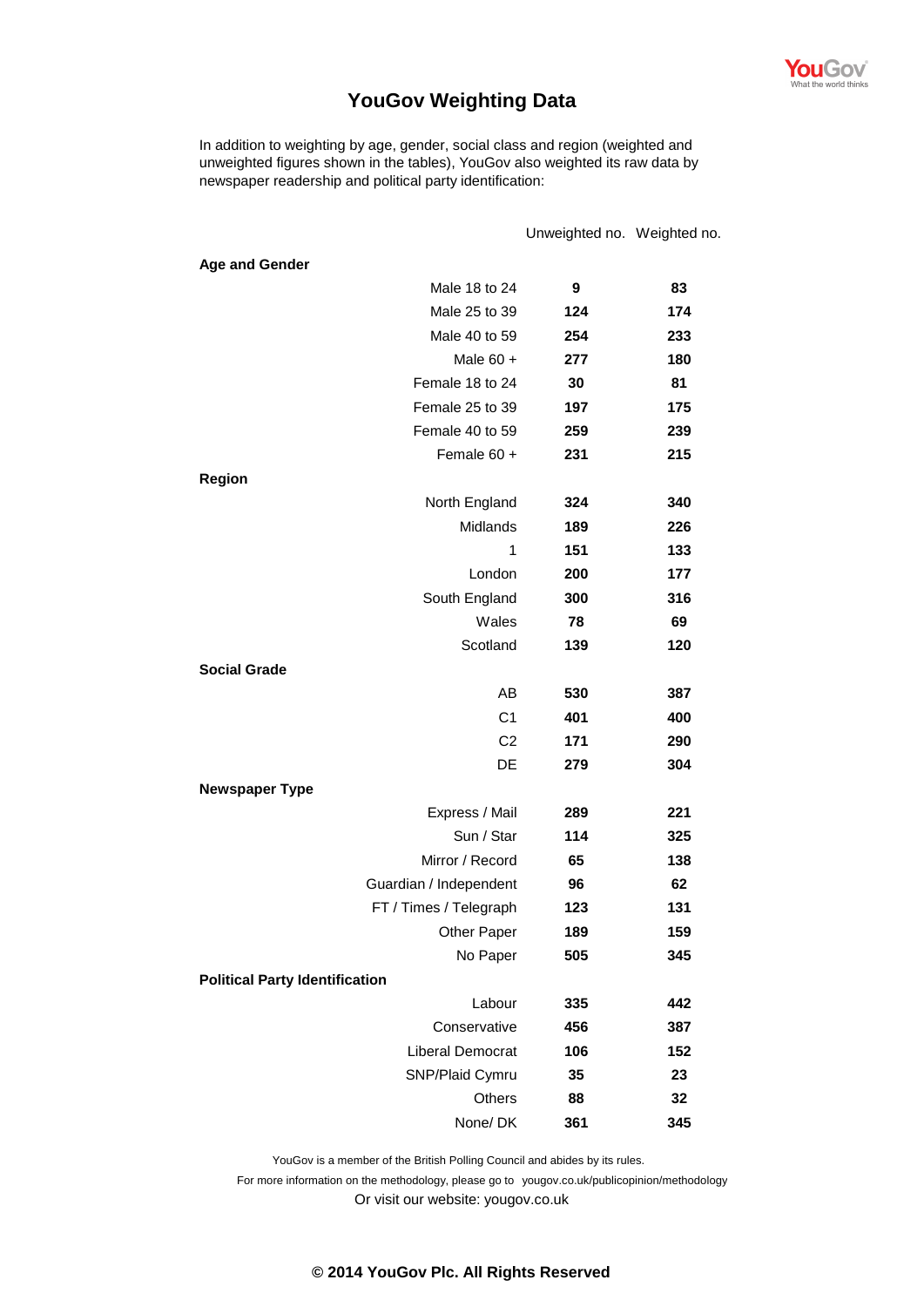# YouGov Weighting Data

In addition to weighting by age, gender, social class and region (weighted and unweighted figures shown in the tables), YouGov also weighted its raw data by newspaper readership and political party identification:

| | | Unweighted no. | Weighted no. |
|---|---|---|---|
| **Age and Gender** | | | |
| | Male 18 to 24 | **9** | **83** |
| | Male 25 to 39 | **124** | **174** |
| | Male 40 to 59 | **254** | **233** |
| | Male 60 + | **277** | **180** |
| | Female 18 to 24 | **30** | **81** |
| | Female 25 to 39 | **197** | **175** |
| | Female 40 to 59 | **259** | **239** |
| | Female 60 + | **231** | **215** |
| **Region** | | | |
| | North England | **324** | **340** |
| | Midlands | **189** | **226** |
| | 1 | **151** | **133** |
| | London | **200** | **177** |
| | South England | **300** | **316** |
| | Wales | **78** | **69** |
| | Scotland | **139** | **120** |
| **Social Grade** | | | |
| | AB | **530** | **387** |
| | C1 | **401** | **400** |
| | C2 | **171** | **290** |
| | DE | **279** | **304** |
| **Newspaper Type** | | | |
| | Express / Mail | **289** | **221** |
| | Sun / Star | **114** | **325** |
| | Mirror / Record | **65** | **138** |
| | Guardian / Independent | **96** | **62** |
| | FT / Times / Telegraph | **123** | **131** |
| | Other Paper | **189** | **159** |
| | No Paper | **505** | **345** |
| **Political Party Identification** | | | |
| | Labour | **335** | **442** |
| | Conservative | **456** | **387** |
| | Liberal Democrat | **106** | **152** |
| | SNP/Plaid Cymru | **35** | **23** |
| | Others | **88** | **32** |
| | None/ DK | **361** | **345** |

YouGov is a member of the British Polling Council and abides by its rules.

For more information on the methodology, please go to yougov.co.uk/publicopinion/methodology

Or visit our website: yougov.co.uk

**© 2014 YouGov Plc. All Rights Reserved**